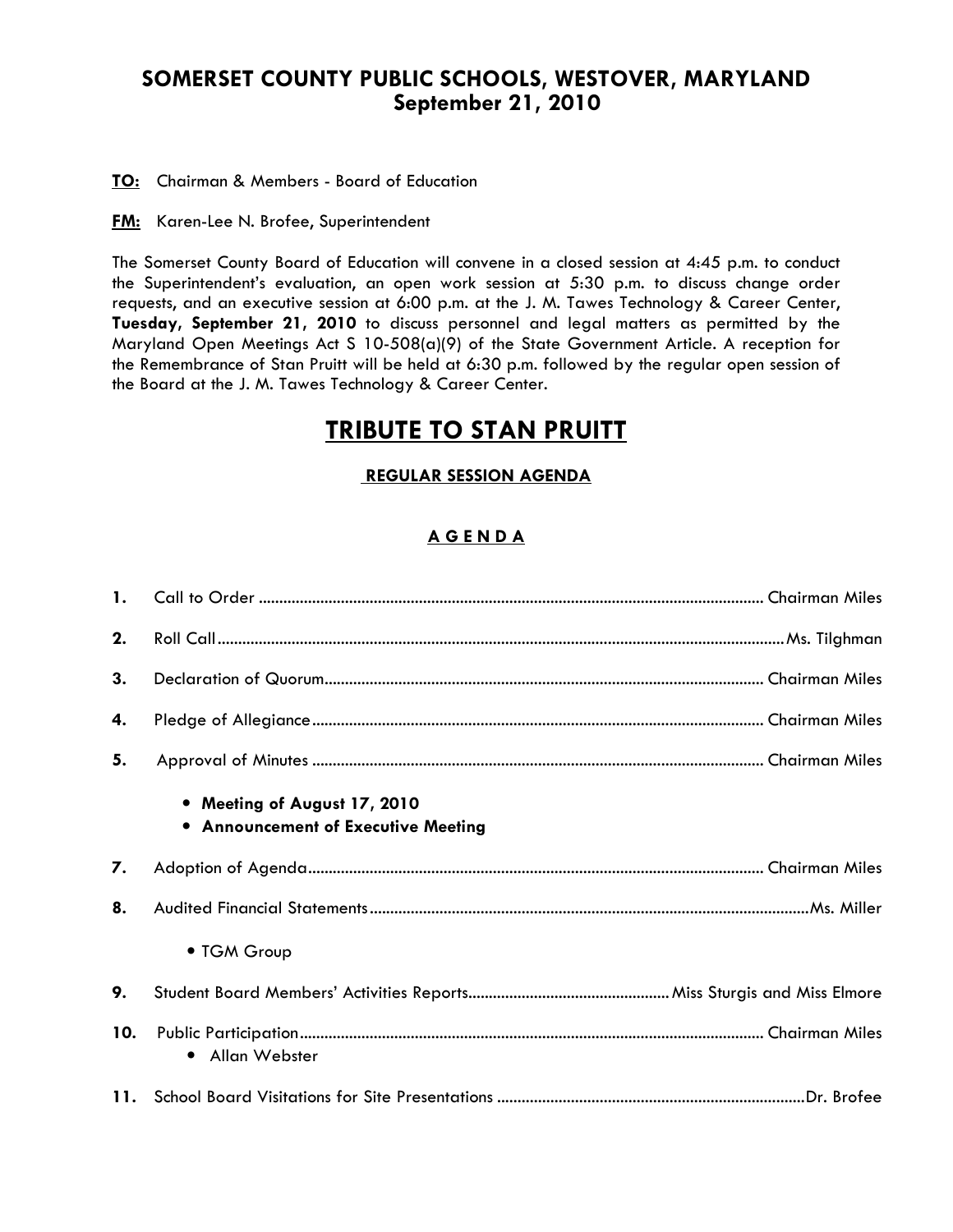# SOMERSET COUNTY PUBLIC SCHOOLS, WESTOVER, MARYLAND
## September 21, 2010

**TO:** Chairman & Members - Board of Education

**FM:** Karen-Lee N. Brofee, Superintendent

The Somerset County Board of Education will convene in a closed session at 4:45 p.m. to conduct the Superintendent's evaluation, an open work session at 5:30 p.m. to discuss change order requests, and an executive session at 6:00 p.m. at the J. M. Tawes Technology & Career Center, **Tuesday, September 21, 2010** to discuss personnel and legal matters as permitted by the Maryland Open Meetings Act S 10-508(a)(9) of the State Government Article. A reception for the Remembrance of Stan Pruitt will be held at 6:30 p.m. followed by the regular open session of the Board at the J. M. Tawes Technology & Career Center.

# TRIBUTE TO STAN PRUITT

### REGULAR SESSION AGENDA

### A G E N D A

**1.** Call to Order ........................................ Chairman Miles

**2.** Roll Call ........................................ Ms. Tilghman

**3.** Declaration of Quorum ........................................ Chairman Miles

**4.** Pledge of Allegiance ........................................ Chairman Miles

**5.** Approval of Minutes ........................................ Chairman Miles

- **Meeting of August 17, 2010**
- **Announcement of Executive Meeting**

**7.** Adoption of Agenda ........................................ Chairman Miles

**8.** Audited Financial Statements ........................................ Ms. Miller

- TGM Group

**9.** Student Board Members' Activities Reports ........................................ Miss Sturgis and Miss Elmore

**10.** Public Participation ........................................ Chairman Miles

- Allan Webster

**11.** School Board Visitations for Site Presentations ........................................ Dr. Brofee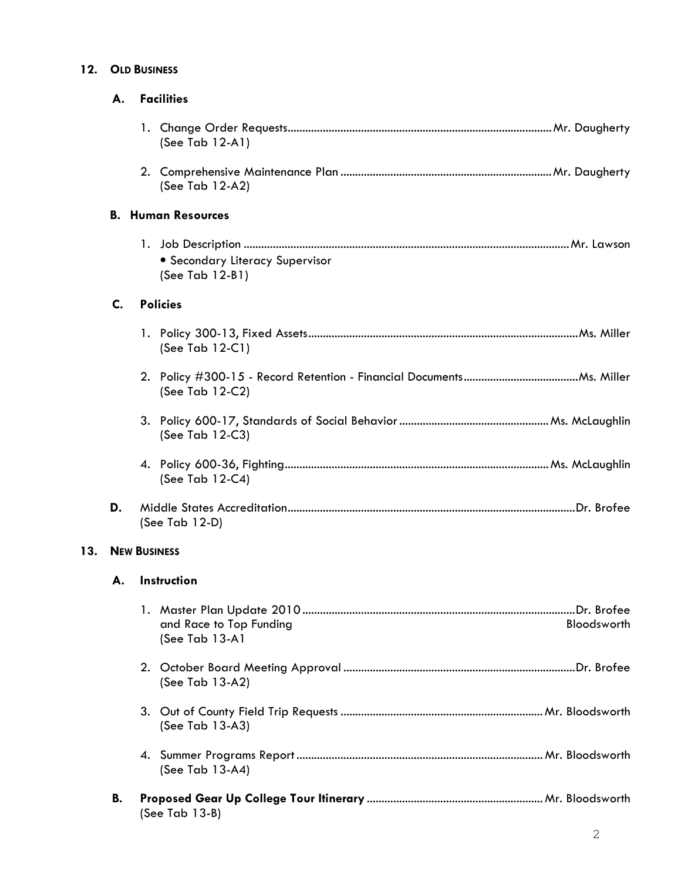## 12. OLD BUSINESS

### A. Facilities

1. Change Order Requests....................Mr. Daugherty
   (See Tab 12-A1)

2. Comprehensive Maintenance Plan....................Mr. Daugherty
   (See Tab 12-A2)

### B. Human Resources

1. Job Description....................Mr. Lawson
   - Secondary Literacy Supervisor

   (See Tab 12-B1)

### C. Policies

1. Policy 300-13, Fixed Assets....................Ms. Miller
   (See Tab 12-C1)

2. Policy #300-15 - Record Retention - Financial Documents....................Ms. Miller
   (See Tab 12-C2)

3. Policy 600-17, Standards of Social Behavior....................Ms. McLaughlin
   (See Tab 12-C3)

4. Policy 600-36, Fighting....................Ms. McLaughlin
   (See Tab 12-C4)

### D. Middle States Accreditation....................Dr. Brofee

(See Tab 12-D)

## 13. NEW BUSINESS

### A. Instruction

1. Master Plan Update 2010....................Dr. Brofee
   and Race to Top Funding                    Bloodsworth
   (See Tab 13-A1

2. October Board Meeting Approval....................Dr. Brofee
   (See Tab 13-A2)

3. Out of County Field Trip Requests....................Mr. Bloodsworth
   (See Tab 13-A3)

4. Summer Programs Report....................Mr. Bloodsworth
   (See Tab 13-A4)

### B. **Proposed Gear Up College Tour Itinerary**....................Mr. Bloodsworth

(See Tab 13-B)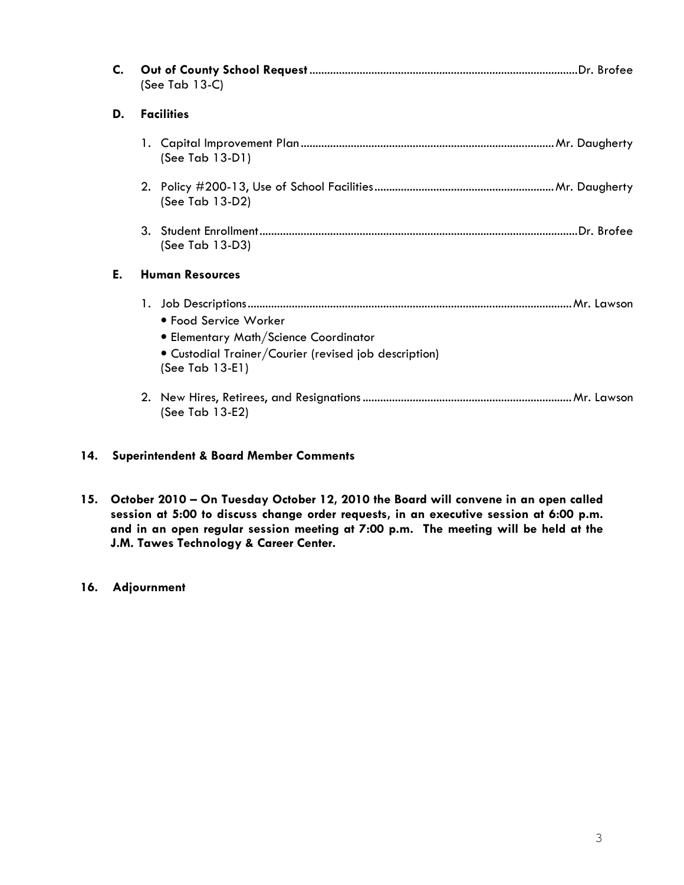**C. Out of County School Request** ............................................................................................Dr. Brofee
(See Tab 13-C)

**D. Facilities**

1. Capital Improvement Plan ........................................................................................ Mr. Daugherty
   (See Tab 13-D1)

2. Policy #200-13, Use of School Facilities ............................................................ Mr. Daugherty
   (See Tab 13-D2)

3. Student Enrollment ............................................................................................................Dr. Brofee
   (See Tab 13-D3)

**E. Human Resources**

1. Job Descriptions ................................................................................................................ Mr. Lawson
   - Food Service Worker
   - Elementary Math/Science Coordinator
   - Custodial Trainer/Courier (revised job description)

   (See Tab 13-E1)

2. New Hires, Retirees, and Resignations ...................................................................... Mr. Lawson
   (See Tab 13-E2)

**14. Superintendent & Board Member Comments**

**15. October 2010 – On Tuesday October 12, 2010 the Board will convene in an open called session at 5:00 to discuss change order requests, in an executive session at 6:00 p.m. and in an open regular session meeting at 7:00 p.m. The meeting will be held at the J.M. Tawes Technology & Career Center.**

**16. Adjournment**